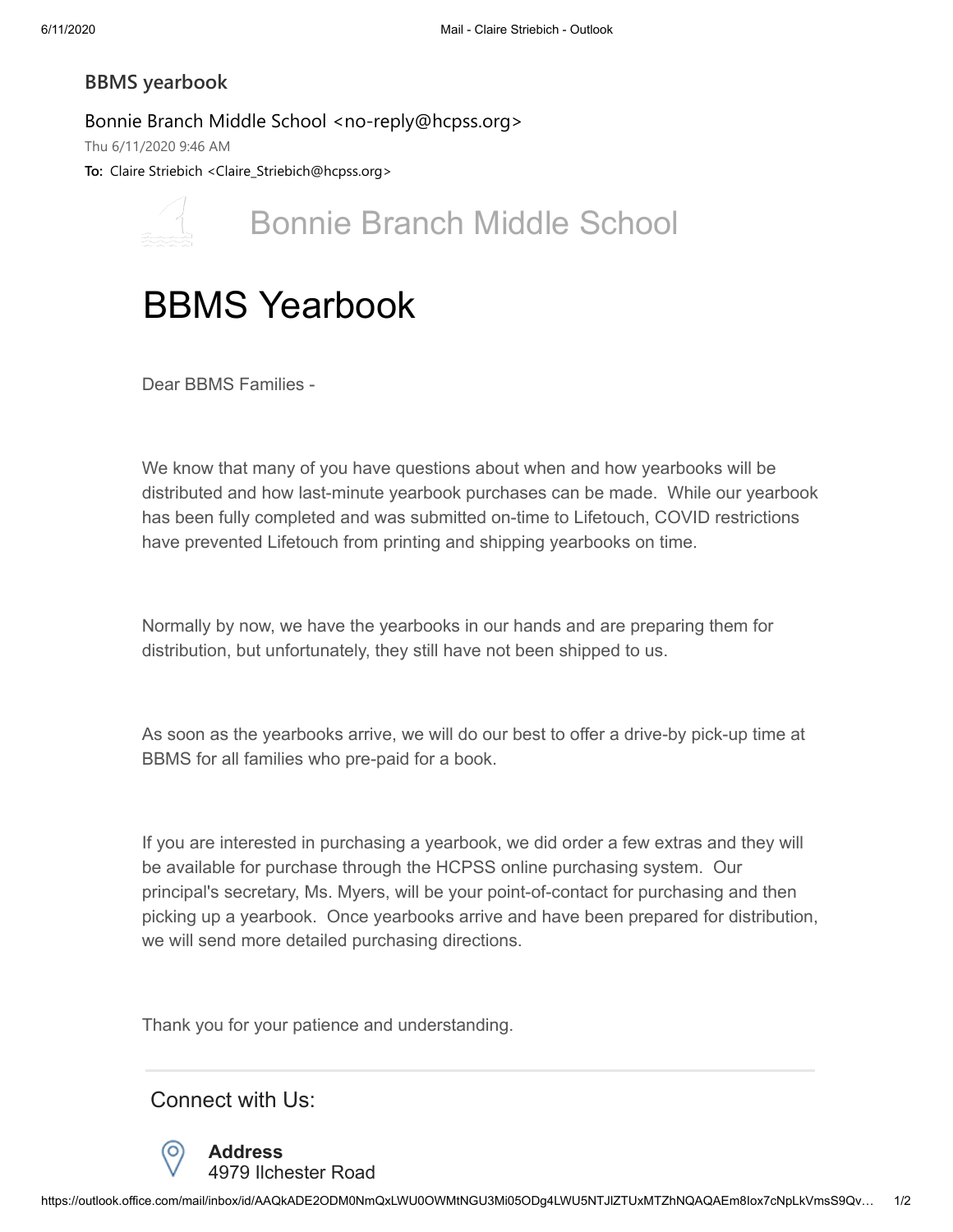**BBMS yearbook**

Bonnie Branch Middle School <no-reply@hcpss.org>

Thu 6/11/2020 9:46 AM

**To:** Claire Striebich <Claire_Striebich@hcpss.org>

Bonnie Branch Middle School

# BBMS Yearbook

Dear BBMS Families -

We know that many of you have questions about when and how yearbooks will be distributed and how last-minute yearbook purchases can be made. While our yearbook has been fully completed and was submitted on-time to Lifetouch, COVID restrictions have prevented Lifetouch from printing and shipping yearbooks on time.

Normally by now, we have the yearbooks in our hands and are preparing them for distribution, but unfortunately, they still have not been shipped to us.

As soon as the yearbooks arrive, we will do our best to offer a drive-by pick-up time at BBMS for all families who pre-paid for a book.

If you are interested in purchasing a yearbook, we did order a few extras and they will be available for purchase through the HCPSS online purchasing system. Our principal's secretary, Ms. Myers, will be your point-of-contact for purchasing and then picking up a yearbook. Once yearbooks arrive and have been prepared for distribution, we will send more detailed purchasing directions.

Thank you for your patience and understanding.

---

## Connect with Us:

**Address**
4979 Ilchester Road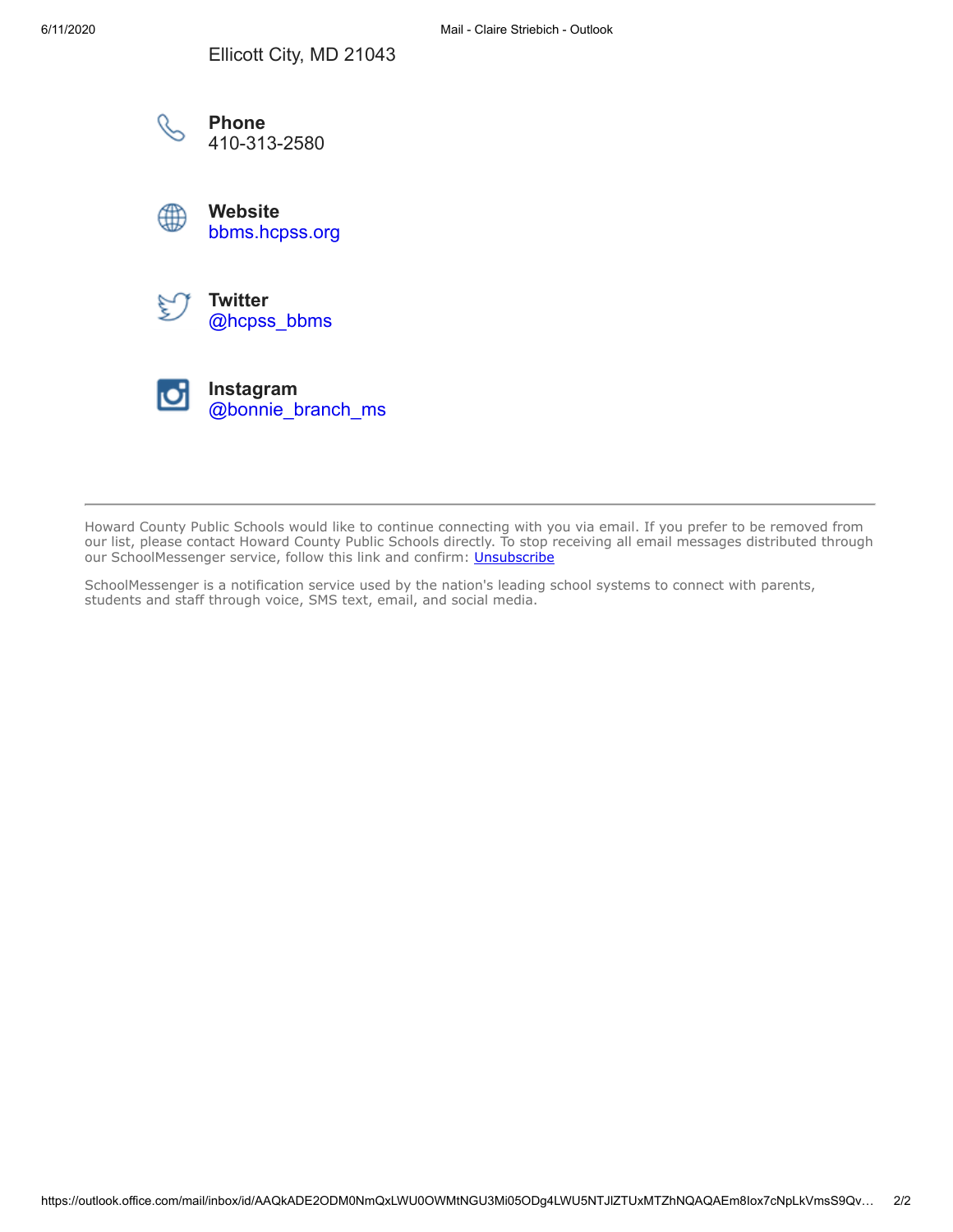Ellicott City, MD 21043

**Phone**
410-313-2580

**Website**
bbms.hcpss.org

**Twitter**
@hcpss_bbms

**Instagram**
@bonnie_branch_ms

---

Howard County Public Schools would like to continue connecting with you via email. If you prefer to be removed from our list, please contact Howard County Public Schools directly. To stop receiving all email messages distributed through our SchoolMessenger service, follow this link and confirm: Unsubscribe

SchoolMessenger is a notification service used by the nation's leading school systems to connect with parents, students and staff through voice, SMS text, email, and social media.